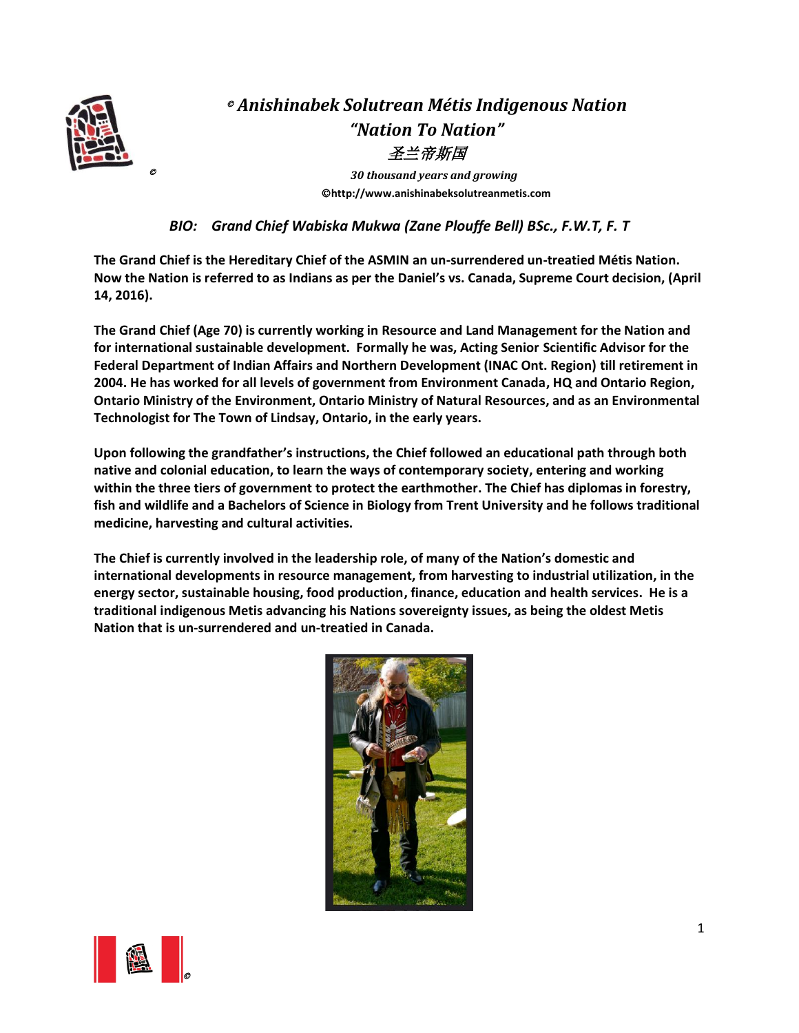# © *Anishinabek Solutrean Métis Indigenous Nation*

## *"Nation To Nation"*

*圣兰帝斯国*

*30 thousand years and growing*

**©http://www.anishinabeksolutreanmetis.com**

### *BIO: Grand Chief Wabiska Mukwa (Zane Plouffe Bell) BSc., F.W.T, F. T*

**The Grand Chief is the Hereditary Chief of the ASMIN an un-surrendered un-treatied Métis Nation. Now the Nation is referred to as Indians as per the Daniel's vs. Canada, Supreme Court decision, (April 14, 2016).**

**The Grand Chief (Age 70) is currently working in Resource and Land Management for the Nation and for international sustainable development. Formally he was, Acting Senior Scientific Advisor for the Federal Department of Indian Affairs and Northern Development (INAC Ont. Region) till retirement in 2004. He has worked for all levels of government from Environment Canada, HQ and Ontario Region, Ontario Ministry of the Environment, Ontario Ministry of Natural Resources, and as an Environmental Technologist for The Town of Lindsay, Ontario, in the early years.**

**Upon following the grandfather's instructions, the Chief followed an educational path through both native and colonial education, to learn the ways of contemporary society, entering and working within the three tiers of government to protect the earthmother. The Chief has diplomas in forestry, fish and wildlife and a Bachelors of Science in Biology from Trent University and he follows traditional medicine, harvesting and cultural activities.**

**The Chief is currently involved in the leadership role, of many of the Nation's domestic and international developments in resource management, from harvesting to industrial utilization, in the energy sector, sustainable housing, food production, finance, education and health services. He is a traditional indigenous Metis advancing his Nations sovereignty issues, as being the oldest Metis Nation that is un-surrendered and un-treatied in Canada.**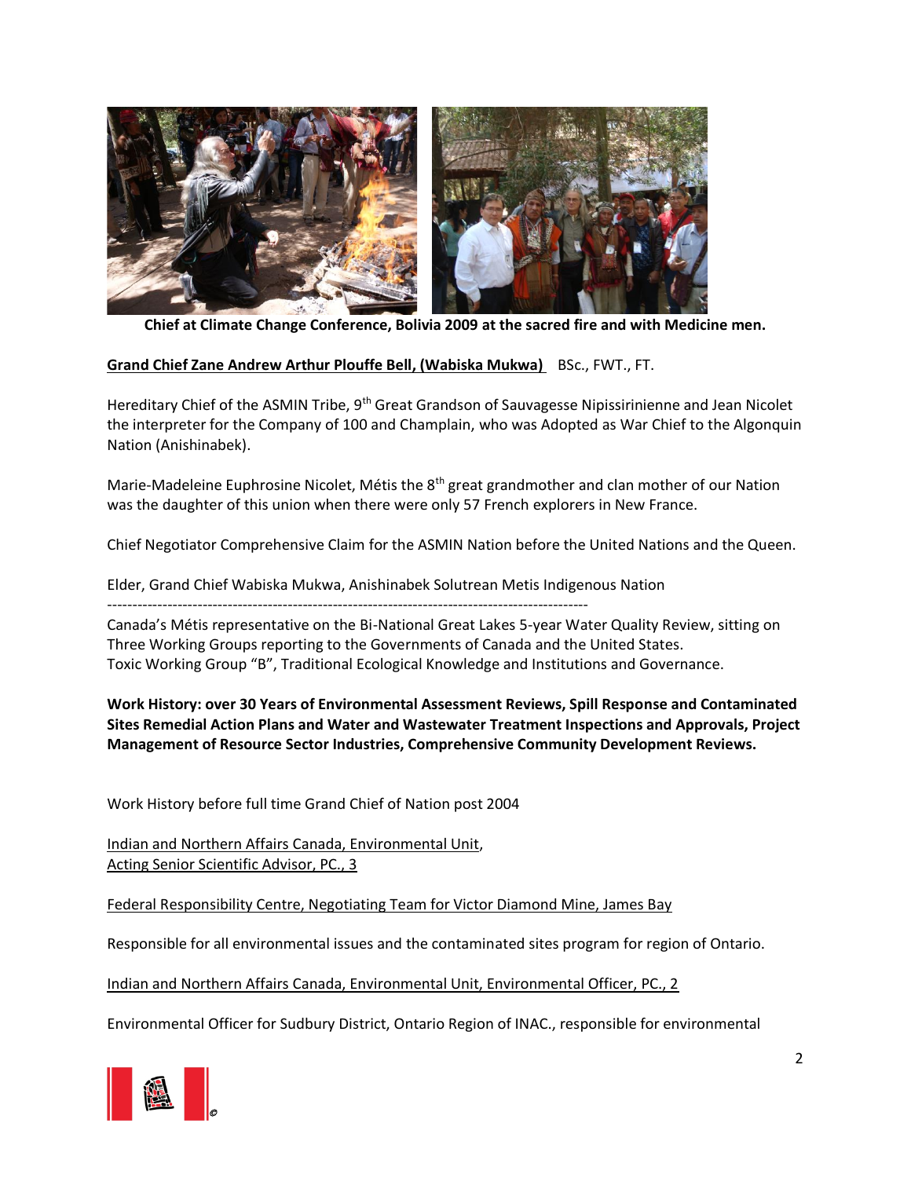**Chief at Climate Change Conference, Bolivia 2009 at the sacred fire and with Medicine men.**

**Grand Chief Zane Andrew Arthur Plouffe Bell, (Wabiska Mukwa)** BSc., FWT., FT.

Hereditary Chief of the ASMIN Tribe, 9th Great Grandson of Sauvagesse Nipissirinienne and Jean Nicolet the interpreter for the Company of 100 and Champlain, who was Adopted as War Chief to the Algonquin Nation (Anishinabek).

Marie-Madeleine Euphrosine Nicolet, Métis the 8th great grandmother and clan mother of our Nation was the daughter of this union when there were only 57 French explorers in New France.

Chief Negotiator Comprehensive Claim for the ASMIN Nation before the United Nations and the Queen.

Elder, Grand Chief Wabiska Mukwa, Anishinabek Solutrean Metis Indigenous Nation

---

Canada's Métis representative on the Bi-National Great Lakes 5-year Water Quality Review, sitting on Three Working Groups reporting to the Governments of Canada and the United States.
Toxic Working Group "B", Traditional Ecological Knowledge and Institutions and Governance.

**Work History: over 30 Years of Environmental Assessment Reviews, Spill Response and Contaminated Sites Remedial Action Plans and Water and Wastewater Treatment Inspections and Approvals, Project Management of Resource Sector Industries, Comprehensive Community Development Reviews.**

Work History before full time Grand Chief of Nation post 2004

Indian and Northern Affairs Canada, Environmental Unit,
Acting Senior Scientific Advisor, PC., 3

Federal Responsibility Centre, Negotiating Team for Victor Diamond Mine, James Bay

Responsible for all environmental issues and the contaminated sites program for region of Ontario.

Indian and Northern Affairs Canada, Environmental Unit, Environmental Officer, PC., 2

Environmental Officer for Sudbury District, Ontario Region of INAC., responsible for environmental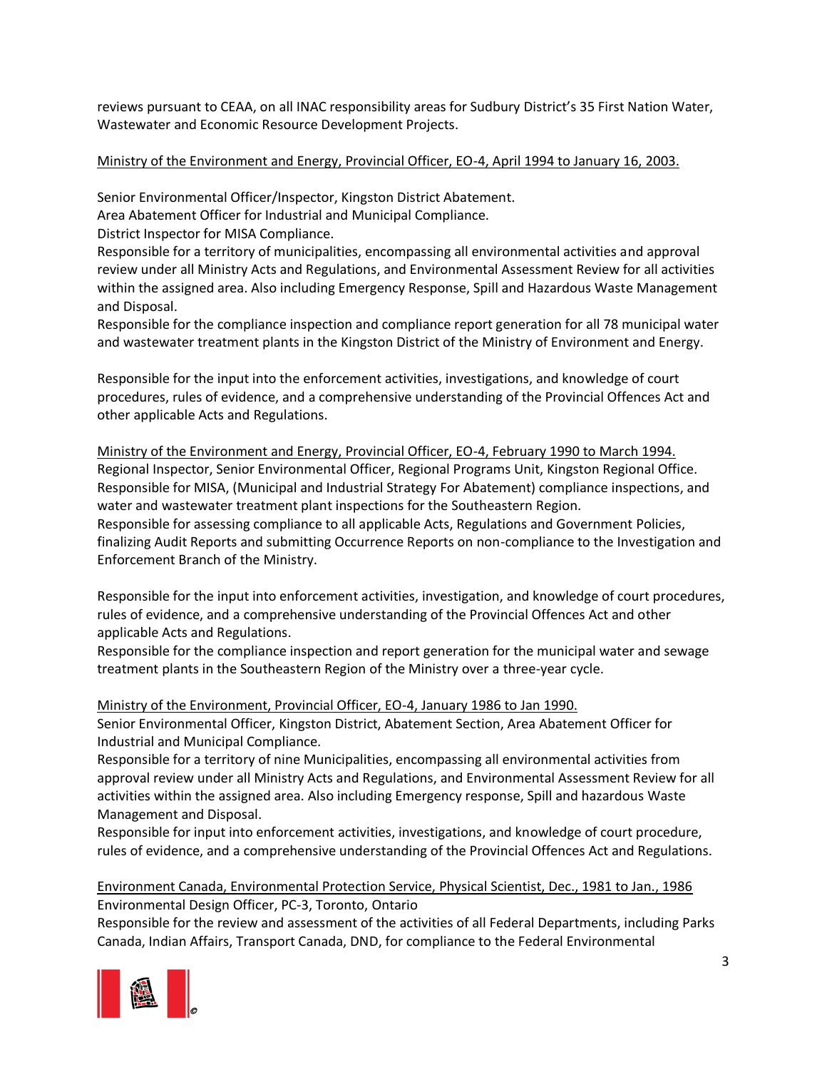reviews pursuant to CEAA, on all INAC responsibility areas for Sudbury District's 35 First Nation Water, Wastewater and Economic Resource Development Projects.

<u>Ministry of the Environment and Energy, Provincial Officer, EO-4, April 1994 to January 16, 2003.</u>

Senior Environmental Officer/Inspector, Kingston District Abatement.
Area Abatement Officer for Industrial and Municipal Compliance.
District Inspector for MISA Compliance.
Responsible for a territory of municipalities, encompassing all environmental activities and approval review under all Ministry Acts and Regulations, and Environmental Assessment Review for all activities within the assigned area. Also including Emergency Response, Spill and Hazardous Waste Management and Disposal.
Responsible for the compliance inspection and compliance report generation for all 78 municipal water and wastewater treatment plants in the Kingston District of the Ministry of Environment and Energy.

Responsible for the input into the enforcement activities, investigations, and knowledge of court procedures, rules of evidence, and a comprehensive understanding of the Provincial Offences Act and other applicable Acts and Regulations.

<u>Ministry of the Environment and Energy, Provincial Officer, EO-4, February 1990 to March 1994.</u>
Regional Inspector, Senior Environmental Officer, Regional Programs Unit, Kingston Regional Office.
Responsible for MISA, (Municipal and Industrial Strategy For Abatement) compliance inspections, and water and wastewater treatment plant inspections for the Southeastern Region.
Responsible for assessing compliance to all applicable Acts, Regulations and Government Policies, finalizing Audit Reports and submitting Occurrence Reports on non-compliance to the Investigation and Enforcement Branch of the Ministry.

Responsible for the input into enforcement activities, investigation, and knowledge of court procedures, rules of evidence, and a comprehensive understanding of the Provincial Offences Act and other applicable Acts and Regulations.
Responsible for the compliance inspection and report generation for the municipal water and sewage treatment plants in the Southeastern Region of the Ministry over a three-year cycle.

<u>Ministry of the Environment, Provincial Officer, EO-4, January 1986 to Jan 1990.</u>
Senior Environmental Officer, Kingston District, Abatement Section, Area Abatement Officer for Industrial and Municipal Compliance.
Responsible for a territory of nine Municipalities, encompassing all environmental activities from approval review under all Ministry Acts and Regulations, and Environmental Assessment Review for all activities within the assigned area. Also including Emergency response, Spill and hazardous Waste Management and Disposal.
Responsible for input into enforcement activities, investigations, and knowledge of court procedure, rules of evidence, and a comprehensive understanding of the Provincial Offences Act and Regulations.

<u>Environment Canada, Environmental Protection Service, Physical Scientist, Dec., 1981 to Jan., 1986</u>
Environmental Design Officer, PC-3, Toronto, Ontario
Responsible for the review and assessment of the activities of all Federal Departments, including Parks Canada, Indian Affairs, Transport Canada, DND, for compliance to the Federal Environmental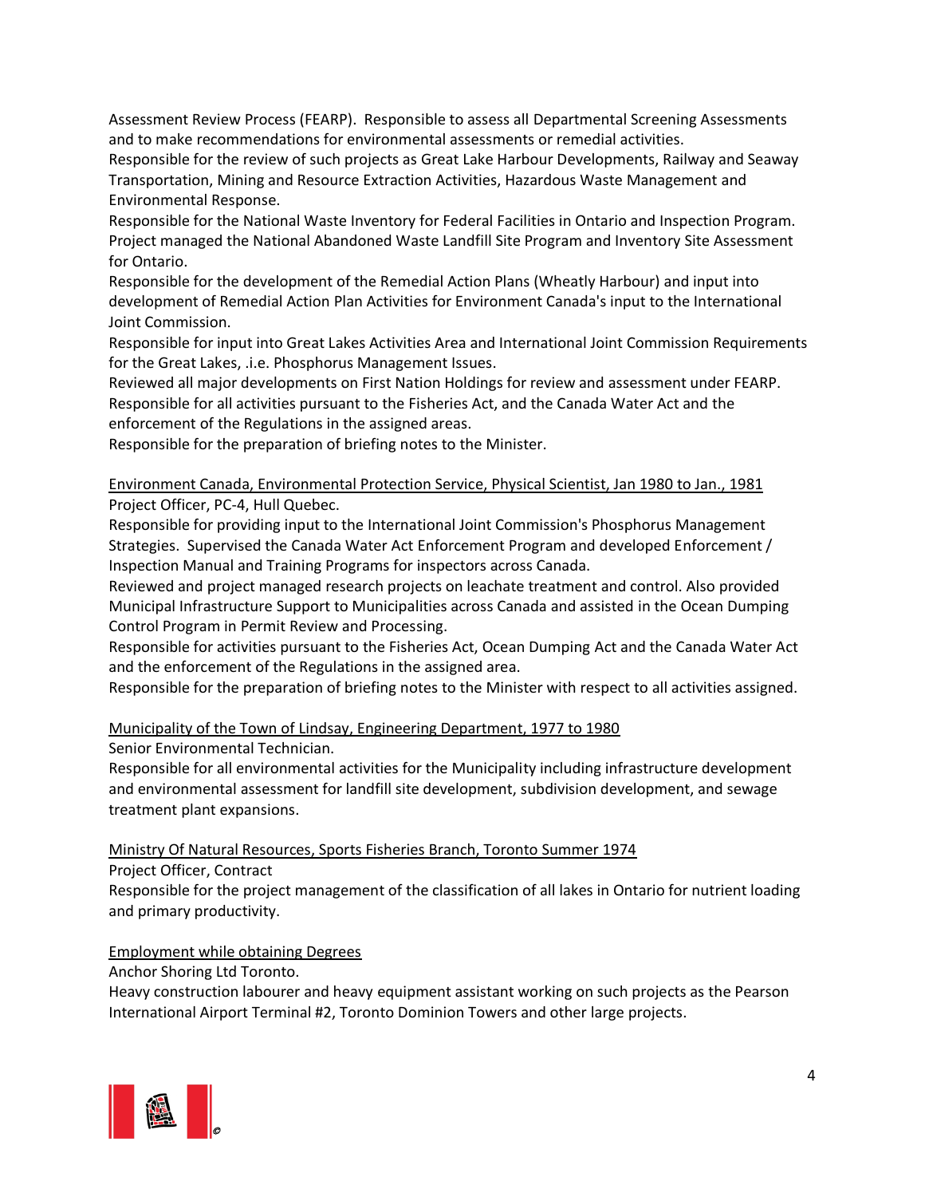Assessment Review Process (FEARP). Responsible to assess all Departmental Screening Assessments and to make recommendations for environmental assessments or remedial activities.
Responsible for the review of such projects as Great Lake Harbour Developments, Railway and Seaway Transportation, Mining and Resource Extraction Activities, Hazardous Waste Management and Environmental Response.
Responsible for the National Waste Inventory for Federal Facilities in Ontario and Inspection Program. Project managed the National Abandoned Waste Landfill Site Program and Inventory Site Assessment for Ontario.
Responsible for the development of the Remedial Action Plans (Wheatly Harbour) and input into development of Remedial Action Plan Activities for Environment Canada's input to the International Joint Commission.
Responsible for input into Great Lakes Activities Area and International Joint Commission Requirements for the Great Lakes, .i.e. Phosphorus Management Issues.
Reviewed all major developments on First Nation Holdings for review and assessment under FEARP.
Responsible for all activities pursuant to the Fisheries Act, and the Canada Water Act and the enforcement of the Regulations in the assigned areas.
Responsible for the preparation of briefing notes to the Minister.

<u>Environment Canada, Environmental Protection Service, Physical Scientist, Jan 1980 to Jan., 1981</u>
Project Officer, PC-4, Hull Quebec.
Responsible for providing input to the International Joint Commission's Phosphorus Management Strategies. Supervised the Canada Water Act Enforcement Program and developed Enforcement / Inspection Manual and Training Programs for inspectors across Canada.
Reviewed and project managed research projects on leachate treatment and control. Also provided Municipal Infrastructure Support to Municipalities across Canada and assisted in the Ocean Dumping Control Program in Permit Review and Processing.
Responsible for activities pursuant to the Fisheries Act, Ocean Dumping Act and the Canada Water Act and the enforcement of the Regulations in the assigned area.
Responsible for the preparation of briefing notes to the Minister with respect to all activities assigned.

<u>Municipality of the Town of Lindsay, Engineering Department, 1977 to 1980</u>
Senior Environmental Technician.
Responsible for all environmental activities for the Municipality including infrastructure development and environmental assessment for landfill site development, subdivision development, and sewage treatment plant expansions.

<u>Ministry Of Natural Resources, Sports Fisheries Branch, Toronto Summer 1974</u>
Project Officer, Contract
Responsible for the project management of the classification of all lakes in Ontario for nutrient loading and primary productivity.

<u>Employment while obtaining Degrees</u>
Anchor Shoring Ltd Toronto.
Heavy construction labourer and heavy equipment assistant working on such projects as the Pearson International Airport Terminal #2, Toronto Dominion Towers and other large projects.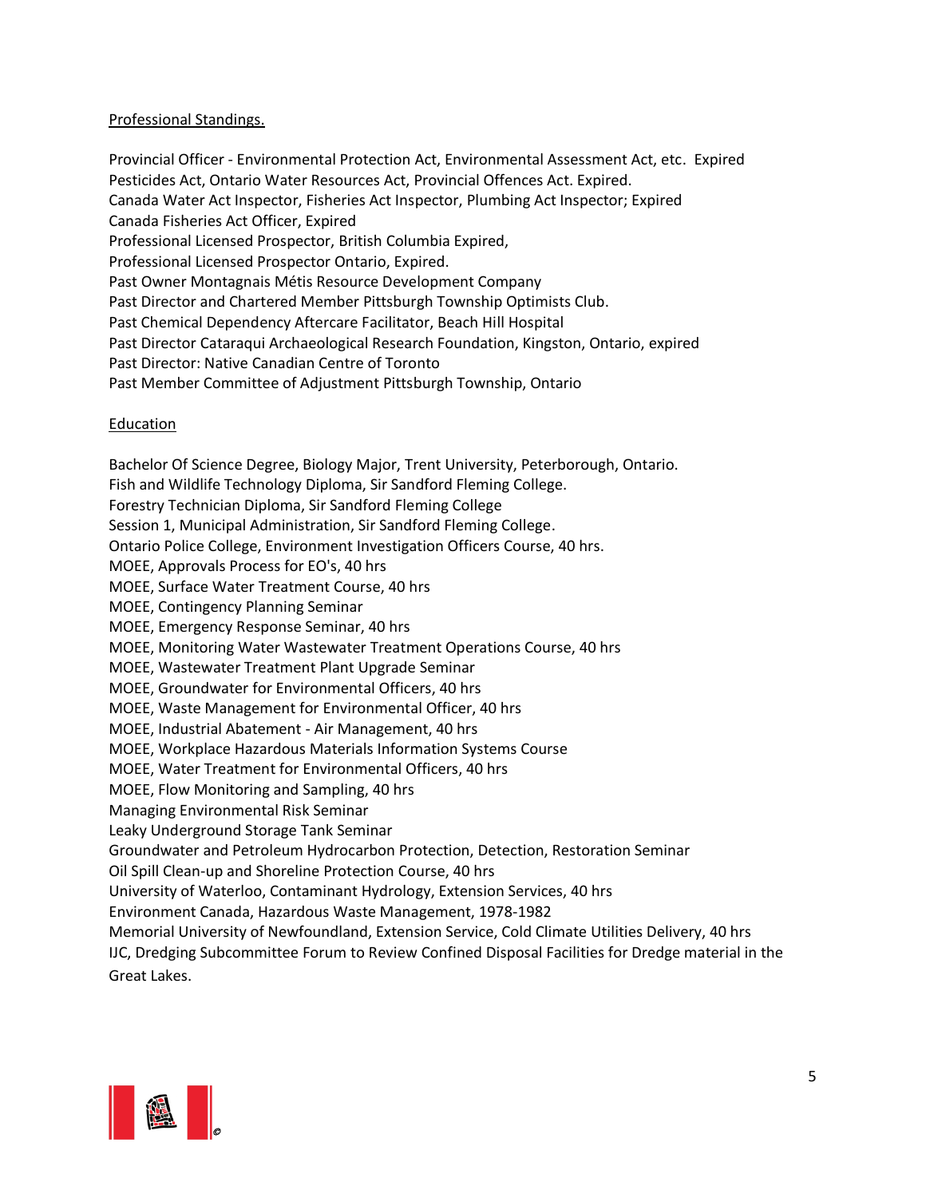<u>Professional Standings.</u>

Provincial Officer - Environmental Protection Act, Environmental Assessment Act, etc. Expired
Pesticides Act, Ontario Water Resources Act, Provincial Offences Act. Expired.
Canada Water Act Inspector, Fisheries Act Inspector, Plumbing Act Inspector; Expired
Canada Fisheries Act Officer, Expired
Professional Licensed Prospector, British Columbia Expired,
Professional Licensed Prospector Ontario, Expired.
Past Owner Montagnais Métis Resource Development Company
Past Director and Chartered Member Pittsburgh Township Optimists Club.
Past Chemical Dependency Aftercare Facilitator, Beach Hill Hospital
Past Director Cataraqui Archaeological Research Foundation, Kingston, Ontario, expired
Past Director: Native Canadian Centre of Toronto
Past Member Committee of Adjustment Pittsburgh Township, Ontario

<u>Education</u>

Bachelor Of Science Degree, Biology Major, Trent University, Peterborough, Ontario.
Fish and Wildlife Technology Diploma, Sir Sandford Fleming College.
Forestry Technician Diploma, Sir Sandford Fleming College
Session 1, Municipal Administration, Sir Sandford Fleming College.
Ontario Police College, Environment Investigation Officers Course, 40 hrs.
MOEE, Approvals Process for EO's, 40 hrs
MOEE, Surface Water Treatment Course, 40 hrs
MOEE, Contingency Planning Seminar
MOEE, Emergency Response Seminar, 40 hrs
MOEE, Monitoring Water Wastewater Treatment Operations Course, 40 hrs
MOEE, Wastewater Treatment Plant Upgrade Seminar
MOEE, Groundwater for Environmental Officers, 40 hrs
MOEE, Waste Management for Environmental Officer, 40 hrs
MOEE, Industrial Abatement - Air Management, 40 hrs
MOEE, Workplace Hazardous Materials Information Systems Course
MOEE, Water Treatment for Environmental Officers, 40 hrs
MOEE, Flow Monitoring and Sampling, 40 hrs
Managing Environmental Risk Seminar
Leaky Underground Storage Tank Seminar
Groundwater and Petroleum Hydrocarbon Protection, Detection, Restoration Seminar
Oil Spill Clean-up and Shoreline Protection Course, 40 hrs
University of Waterloo, Contaminant Hydrology, Extension Services, 40 hrs
Environment Canada, Hazardous Waste Management, 1978-1982
Memorial University of Newfoundland, Extension Service, Cold Climate Utilities Delivery, 40 hrs
IJC, Dredging Subcommittee Forum to Review Confined Disposal Facilities for Dredge material in the Great Lakes.